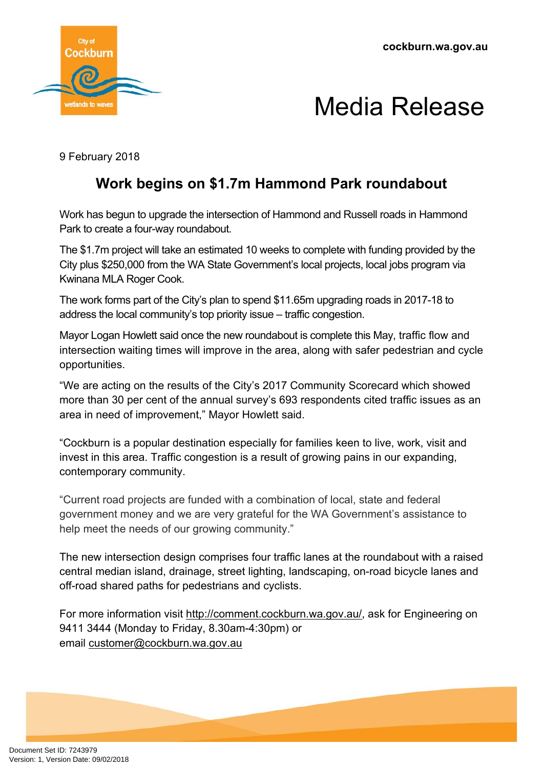cockburn.wa.gov.au

# Media Release

9 February 2018

## Work begins on $1.7m Hammond Park roundabout

Work has begun to upgrade the intersection of Hammond and Russell roads in Hammond Park to create a four-way roundabout.

The $1.7m project will take an estimated 10 weeks to complete with funding provided by the City plus $250,000 from the WA State Government's local projects, local jobs program via Kwinana MLA Roger Cook.

The work forms part of the City's plan to spend $11.65m upgrading roads in 2017-18 to address the local community's top priority issue – traffic congestion.

Mayor Logan Howlett said once the new roundabout is complete this May, traffic flow and intersection waiting times will improve in the area, along with safer pedestrian and cycle opportunities.

"We are acting on the results of the City's 2017 Community Scorecard which showed more than 30 per cent of the annual survey's 693 respondents cited traffic issues as an area in need of improvement," Mayor Howlett said.

"Cockburn is a popular destination especially for families keen to live, work, visit and invest in this area. Traffic congestion is a result of growing pains in our expanding, contemporary community.

"Current road projects are funded with a combination of local, state and federal government money and we are very grateful for the WA Government's assistance to help meet the needs of our growing community."

The new intersection design comprises four traffic lanes at the roundabout with a raised central median island, drainage, street lighting, landscaping, on-road bicycle lanes and off-road shared paths for pedestrians and cyclists.

For more information visit http://comment.cockburn.wa.gov.au/, ask for Engineering on 9411 3444 (Monday to Friday, 8.30am-4:30pm) or email customer@cockburn.wa.gov.au

Document Set ID: 7243979
Version: 1, Version Date: 09/02/2018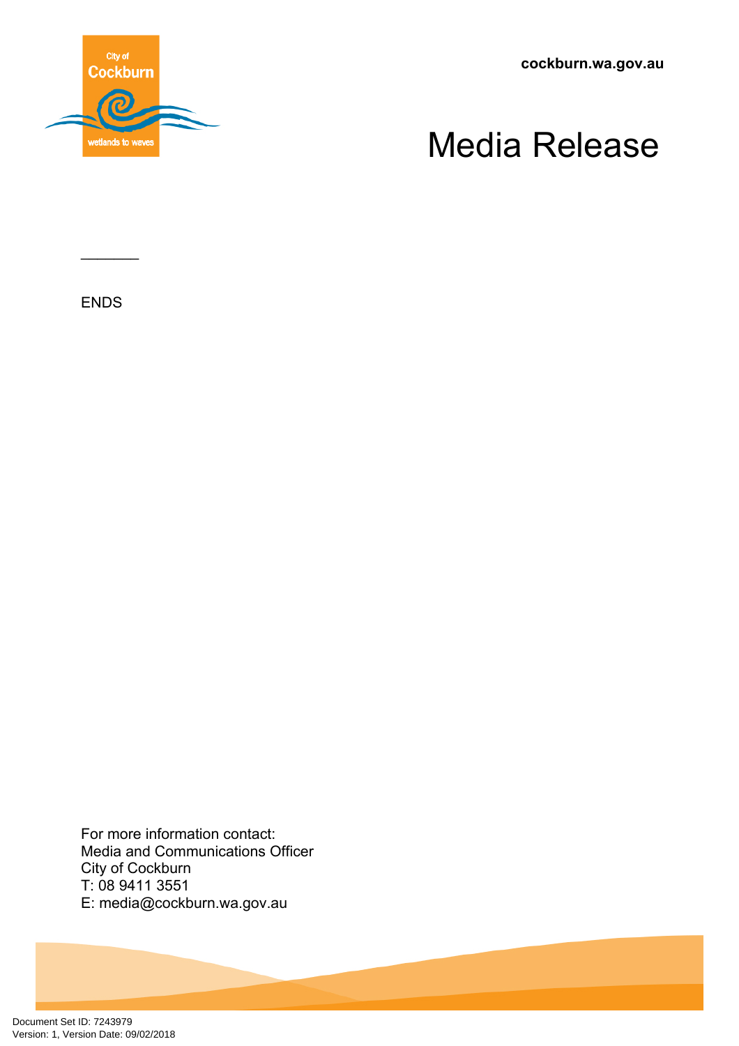ENDS

For more information contact:
Media and Communications Officer
City of Cockburn
T: 08 9411 3551
E: media@cockburn.wa.gov.au